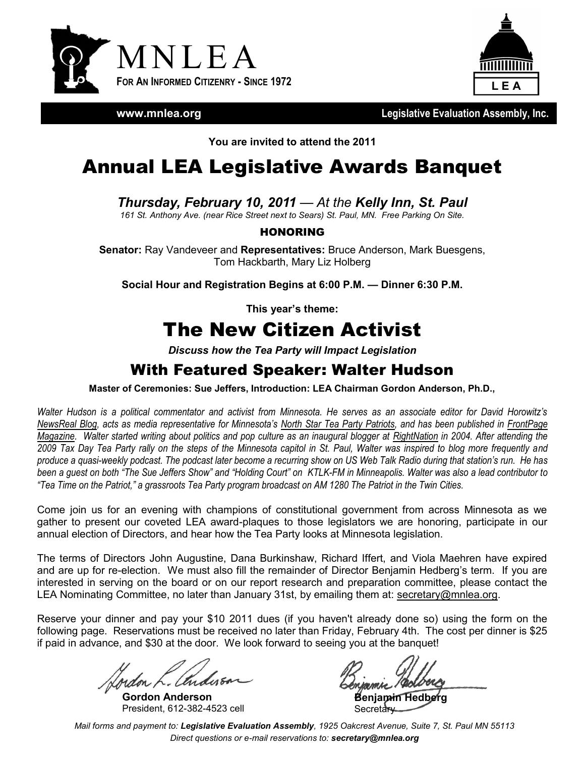MNLEA

**For An Informed Citizenry - Since 1972**

LEA

**www.mnlea.org** **Legislative Evaluation Assembly, Inc.**

**You are invited to attend the 2011**

# Annual LEA Legislative Awards Banquet

***Thursday, February 10, 2011** — At the **Kelly Inn, St. Paul***

*161 St. Anthony Ave. (near Rice Street next to Sears) St. Paul, MN. Free Parking On Site.*

**HONORING**

**Senator:** Ray Vandeveer and **Representatives:** Bruce Anderson, Mark Buesgens, Tom Hackbarth, Mary Liz Holberg

**Social Hour and Registration Begins at 6:00 P.M. — Dinner 6:30 P.M.**

**This year's theme:**

# The New Citizen Activist

***Discuss how the Tea Party will Impact Legislation***

## With Featured Speaker: Walter Hudson

**Master of Ceremonies: Sue Jeffers, Introduction: LEA Chairman Gordon Anderson, Ph.D.,**

*Walter Hudson is a political commentator and activist from Minnesota. He serves as an associate editor for David Horowitz's NewsReal Blog, acts as media representative for Minnesota's North Star Tea Party Patriots, and has been published in FrontPage Magazine. Walter started writing about politics and pop culture as an inaugural blogger at RightNation in 2004. After attending the 2009 Tax Day Tea Party rally on the steps of the Minnesota capitol in St. Paul, Walter was inspired to blog more frequently and produce a quasi-weekly podcast. The podcast later become a recurring show on US Web Talk Radio during that station's run. He has been a guest on both "The Sue Jeffers Show" and "Holding Court" on KTLK-FM in Minneapolis. Walter was also a lead contributor to "Tea Time on the Patriot," a grassroots Tea Party program broadcast on AM 1280 The Patriot in the Twin Cities.*

Come join us for an evening with champions of constitutional government from across Minnesota as we gather to present our coveted LEA award-plaques to those legislators we are honoring, participate in our annual election of Directors, and hear how the Tea Party looks at Minnesota legislation.

The terms of Directors John Augustine, Dana Burkinshaw, Richard Iffert, and Viola Maehren have expired and are up for re-election. We must also fill the remainder of Director Benjamin Hedberg's term. If you are interested in serving on the board or on our report research and preparation committee, please contact the LEA Nominating Committee, no later than January 31st, by emailing them at: secretary@mnlea.org.

Reserve your dinner and pay your $10 2011 dues (if you haven't already done so) using the form on the following page. Reservations must be received no later than Friday, February 4th. The cost per dinner is $25 if paid in advance, and $30 at the door. We look forward to seeing you at the banquet!

**Gordon Anderson**
President, 612-382-4523 cell

**Benjamin Hedberg**
Secretary

*Mail forms and payment to: **Legislative Evaluation Assembly**, 1925 Oakcrest Avenue, Suite 7, St. Paul MN 55113*
*Direct questions or e-mail reservations to: **secretary@mnlea.org***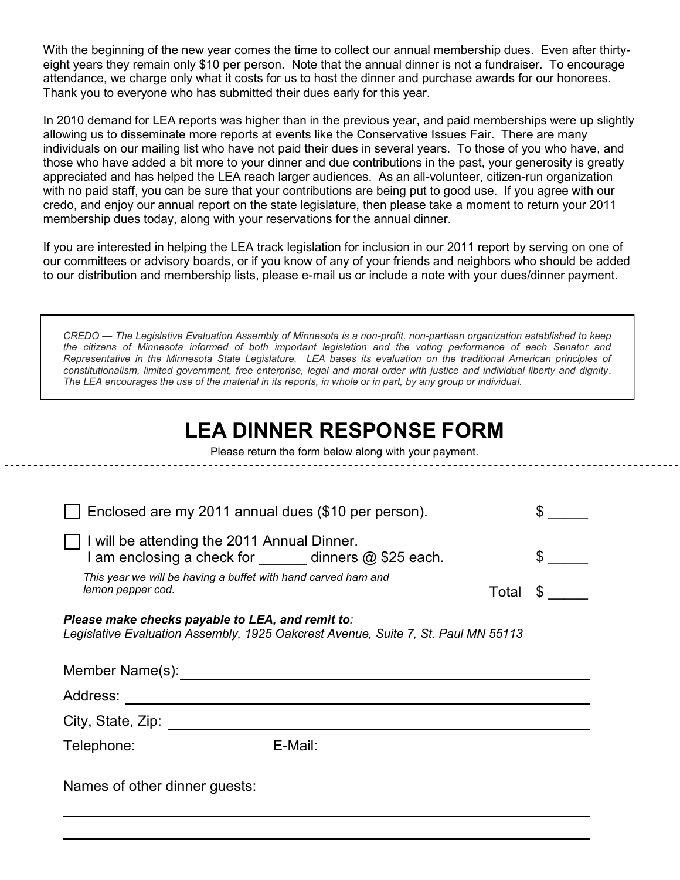With the beginning of the new year comes the time to collect our annual membership dues. Even after thirty-eight years they remain only $10 per person. Note that the annual dinner is not a fundraiser. To encourage attendance, we charge only what it costs for us to host the dinner and purchase awards for our honorees. Thank you to everyone who has submitted their dues early for this year.

In 2010 demand for LEA reports was higher than in the previous year, and paid memberships were up slightly allowing us to disseminate more reports at events like the Conservative Issues Fair. There are many individuals on our mailing list who have not paid their dues in several years. To those of you who have, and those who have added a bit more to your dinner and due contributions in the past, your generosity is greatly appreciated and has helped the LEA reach larger audiences. As an all-volunteer, citizen-run organization with no paid staff, you can be sure that your contributions are being put to good use. If you agree with our credo, and enjoy our annual report on the state legislature, then please take a moment to return your 2011 membership dues today, along with your reservations for the annual dinner.

If you are interested in helping the LEA track legislation for inclusion in our 2011 report by serving on one of our committees or advisory boards, or if you know of any of your friends and neighbors who should be added to our distribution and membership lists, please e-mail us or include a note with your dues/dinner payment.

*CREDO — The Legislative Evaluation Assembly of Minnesota is a non-profit, non-partisan organization established to keep the citizens of Minnesota informed of both important legislation and the voting performance of each Senator and Representative in the Minnesota State Legislature. LEA bases its evaluation on the traditional American principles of constitutionalism, limited government, free enterprise, legal and moral order with justice and individual liberty and dignity. The LEA encourages the use of the material in its reports, in whole or in part, by any group or individual.*

# LEA DINNER RESPONSE FORM

Please return the form below along with your payment.

☐ Enclosed are my 2011 annual dues ($10 per person). $ _____

☐ I will be attending the 2011 Annual Dinner.
I am enclosing a check for ______ dinners @ $25 each. $ _____

*This year we will be having a buffet with hand carved ham and lemon pepper cod.*

Total $ _____

***Please make checks payable to LEA, and remit to:***
*Legislative Evaluation Assembly, 1925 Oakcrest Avenue, Suite 7, St. Paul MN 55113*

Member Name(s): ______________________________

Address: ______________________________

City, State, Zip: ______________________________

Telephone: ________________ E-Mail: ______________________________

Names of other dinner guests:

______________________________

______________________________